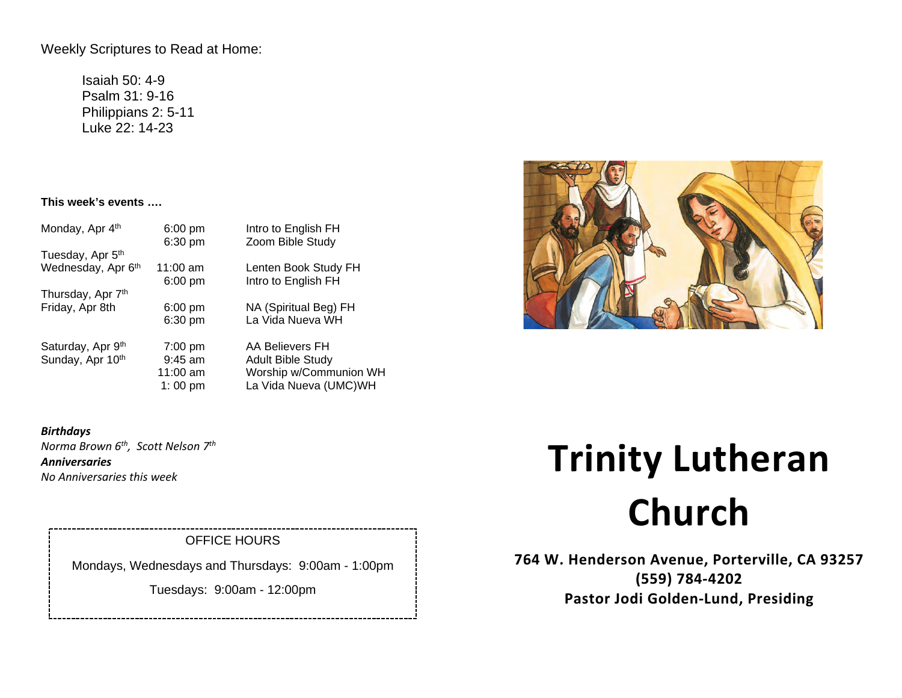Weekly Scriptures to Read at Home:

Isaiah 50: 4-9
Psalm 31: 9-16
Philippians 2: 5-11
Luke 22: 14-23

**This week's events ….**

| Day | Time | Event |
| --- | --- | --- |
| Monday, Apr 4th | 6:00 pm | Intro to English FH |
| | 6:30 pm | Zoom Bible Study |
| Tuesday, Apr 5th | | |
| Wednesday, Apr 6th | 11:00 am | Lenten Book Study FH |
| | 6:00 pm | Intro to English FH |
| Thursday, Apr 7th | | |
| Friday, Apr 8th | 6:00 pm | NA (Spiritual Beg) FH |
| | 6:30 pm | La Vida Nueva WH |
| Saturday, Apr 9th | 7:00 pm | AA Believers FH |
| Sunday, Apr 10th | 9:45 am | Adult Bible Study |
| | 11:00 am | Worship w/Communion WH |
| | 1: 00 pm | La Vida Nueva (UMC)WH |

***Birthdays***
*Norma Brown 6th, Scott Nelson 7th*
***Anniversaries***
*No Anniversaries this week*

OFFICE HOURS

Mondays, Wednesdays and Thursdays: 9:00am - 1:00pm

Tuesdays: 9:00am - 12:00pm

# Trinity Lutheran Church

**764 W. Henderson Avenue, Porterville, CA 93257**
**(559) 784-4202**
**Pastor Jodi Golden-Lund, Presiding**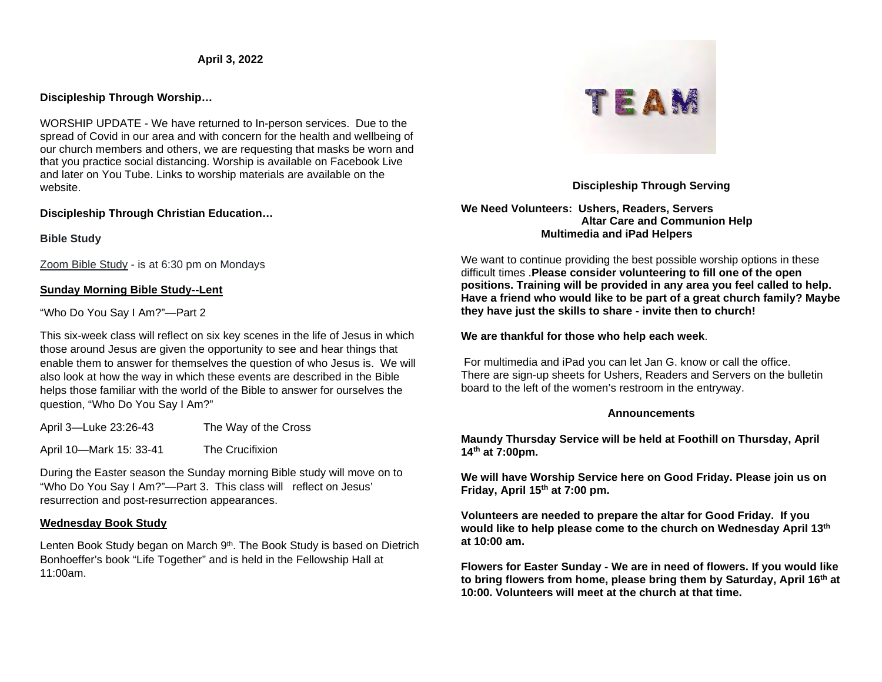**April 3, 2022**

**Discipleship Through Worship…**

WORSHIP UPDATE - We have returned to In-person services. Due to the spread of Covid in our area and with concern for the health and wellbeing of our church members and others, we are requesting that masks be worn and that you practice social distancing. Worship is available on Facebook Live and later on You Tube. Links to worship materials are available on the website.

**Discipleship Through Christian Education…**

**Bible Study**

Zoom Bible Study - is at 6:30 pm on Mondays

**Sunday Morning Bible Study--Lent**

"Who Do You Say I Am?"—Part 2

This six-week class will reflect on six key scenes in the life of Jesus in which those around Jesus are given the opportunity to see and hear things that enable them to answer for themselves the question of who Jesus is. We will also look at how the way in which these events are described in the Bible helps those familiar with the world of the Bible to answer for ourselves the question, "Who Do You Say I Am?"

April 3—Luke 23:26-43 The Way of the Cross

April 10—Mark 15: 33-41 The Crucifixion

During the Easter season the Sunday morning Bible study will move on to "Who Do You Say I Am?"—Part 3. This class will reflect on Jesus' resurrection and post-resurrection appearances.

**Wednesday Book Study**

Lenten Book Study began on March 9th. The Book Study is based on Dietrich Bonhoeffer's book "Life Together" and is held in the Fellowship Hall at 11:00am.

**Discipleship Through Serving**

**We Need Volunteers: Ushers, Readers, Servers**
**Altar Care and Communion Help**
**Multimedia and iPad Helpers**

We want to continue providing the best possible worship options in these difficult times .**Please consider volunteering to fill one of the open positions. Training will be provided in any area you feel called to help. Have a friend who would like to be part of a great church family? Maybe they have just the skills to share - invite then to church!**

**We are thankful for those who help each week**.

For multimedia and iPad you can let Jan G. know or call the office. There are sign-up sheets for Ushers, Readers and Servers on the bulletin board to the left of the women's restroom in the entryway.

**Announcements**

**Maundy Thursday Service will be held at Foothill on Thursday, April 14th at 7:00pm.**

**We will have Worship Service here on Good Friday. Please join us on Friday, April 15th at 7:00 pm.**

**Volunteers are needed to prepare the altar for Good Friday. If you would like to help please come to the church on Wednesday April 13th at 10:00 am.**

**Flowers for Easter Sunday - We are in need of flowers. If you would like to bring flowers from home, please bring them by Saturday, April 16th at 10:00. Volunteers will meet at the church at that time.**